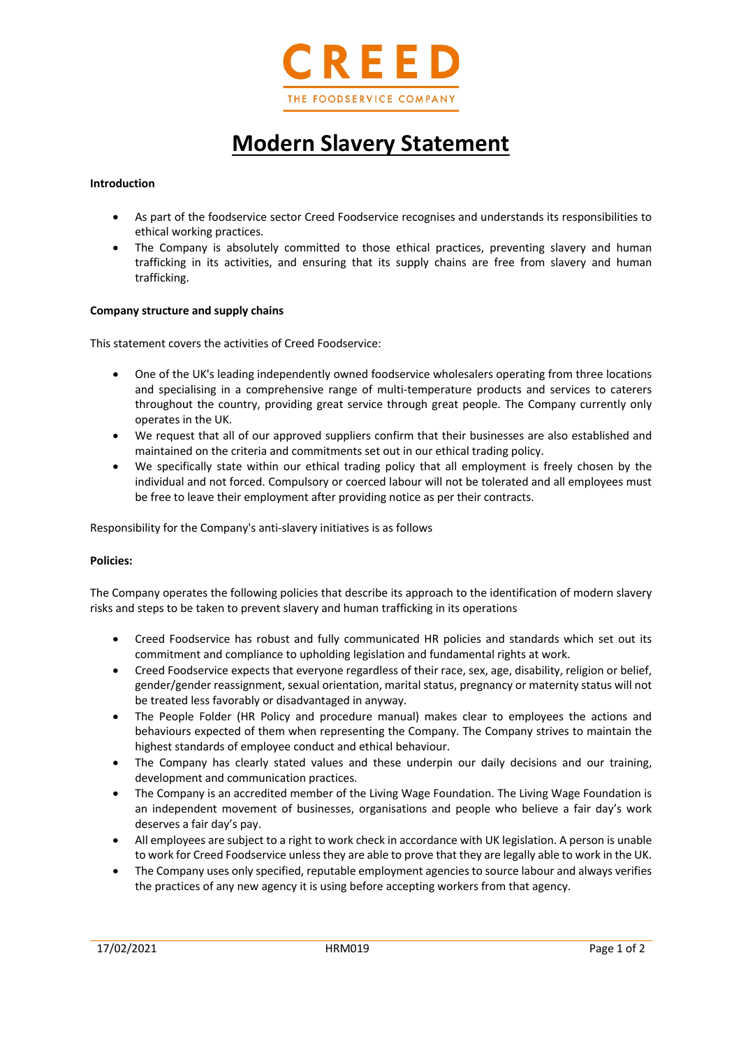CREED

THE FOODSERVICE COMPANY

# Modern Slavery Statement

**Introduction**

- As part of the foodservice sector Creed Foodservice recognises and understands its responsibilities to ethical working practices.
- The Company is absolutely committed to those ethical practices, preventing slavery and human trafficking in its activities, and ensuring that its supply chains are free from slavery and human trafficking.

**Company structure and supply chains**

This statement covers the activities of Creed Foodservice:

- One of the UK's leading independently owned foodservice wholesalers operating from three locations and specialising in a comprehensive range of multi-temperature products and services to caterers throughout the country, providing great service through great people. The Company currently only operates in the UK.
- We request that all of our approved suppliers confirm that their businesses are also established and maintained on the criteria and commitments set out in our ethical trading policy.
- We specifically state within our ethical trading policy that all employment is freely chosen by the individual and not forced. Compulsory or coerced labour will not be tolerated and all employees must be free to leave their employment after providing notice as per their contracts.

Responsibility for the Company's anti-slavery initiatives is as follows

**Policies:**

The Company operates the following policies that describe its approach to the identification of modern slavery risks and steps to be taken to prevent slavery and human trafficking in its operations

- Creed Foodservice has robust and fully communicated HR policies and standards which set out its commitment and compliance to upholding legislation and fundamental rights at work.
- Creed Foodservice expects that everyone regardless of their race, sex, age, disability, religion or belief, gender/gender reassignment, sexual orientation, marital status, pregnancy or maternity status will not be treated less favorably or disadvantaged in anyway.
- The People Folder (HR Policy and procedure manual) makes clear to employees the actions and behaviours expected of them when representing the Company. The Company strives to maintain the highest standards of employee conduct and ethical behaviour.
- The Company has clearly stated values and these underpin our daily decisions and our training, development and communication practices.
- The Company is an accredited member of the Living Wage Foundation. The Living Wage Foundation is an independent movement of businesses, organisations and people who believe a fair day's work deserves a fair day's pay.
- All employees are subject to a right to work check in accordance with UK legislation. A person is unable to work for Creed Foodservice unless they are able to prove that they are legally able to work in the UK.
- The Company uses only specified, reputable employment agencies to source labour and always verifies the practices of any new agency it is using before accepting workers from that agency.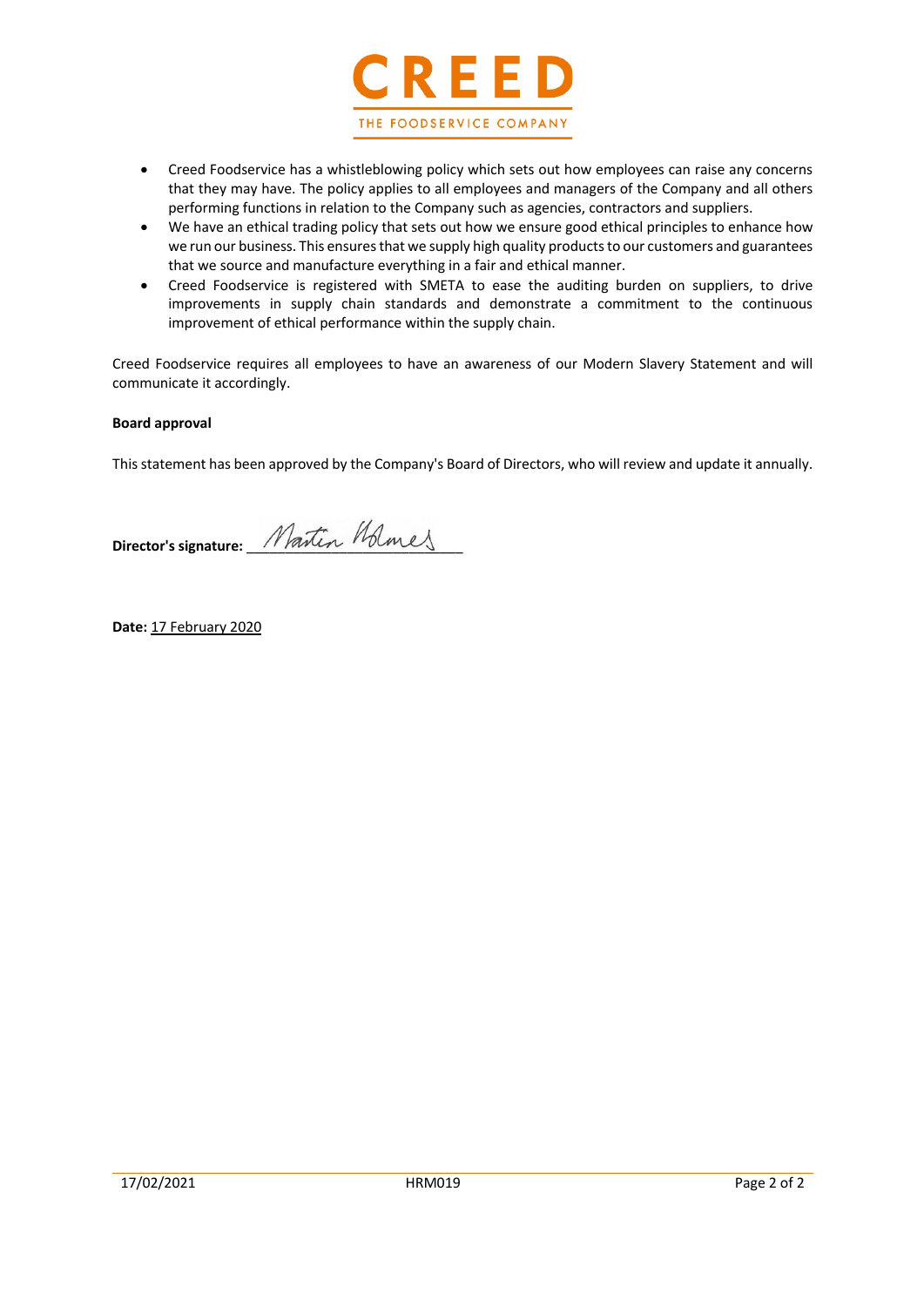- Creed Foodservice has a whistleblowing policy which sets out how employees can raise any concerns that they may have. The policy applies to all employees and managers of the Company and all others performing functions in relation to the Company such as agencies, contractors and suppliers.
- We have an ethical trading policy that sets out how we ensure good ethical principles to enhance how we run our business. This ensures that we supply high quality products to our customers and guarantees that we source and manufacture everything in a fair and ethical manner.
- Creed Foodservice is registered with SMETA to ease the auditing burden on suppliers, to drive improvements in supply chain standards and demonstrate a commitment to the continuous improvement of ethical performance within the supply chain.

Creed Foodservice requires all employees to have an awareness of our Modern Slavery Statement and will communicate it accordingly.

**Board approval**

This statement has been approved by the Company's Board of Directors, who will review and update it annually.

**Director's signature:** Martin Holmes

**Date:** 17 February 2020